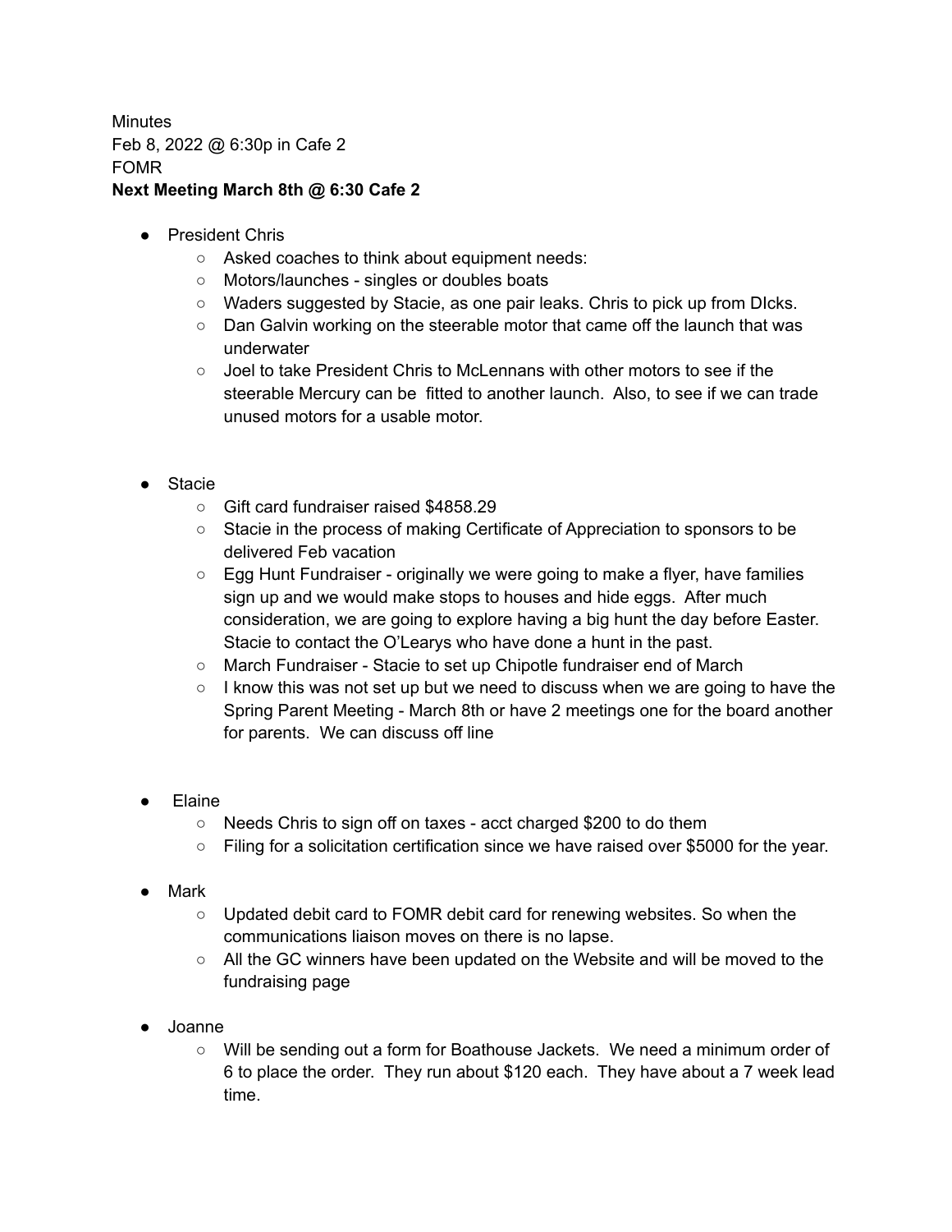Minutes
Feb 8, 2022 @ 6:30p in Cafe 2
FOMR
**Next Meeting March 8th @ 6:30 Cafe 2**

- President Chris
    - Asked coaches to think about equipment needs:
    - Motors/launches - singles or doubles boats
    - Waders suggested by Stacie, as one pair leaks. Chris to pick up from DIcks.
    - Dan Galvin working on the steerable motor that came off the launch that was underwater
    - Joel to take President Chris to McLennans with other motors to see if the steerable Mercury can be fitted to another launch. Also, to see if we can trade unused motors for a usable motor.

- Stacie
    - Gift card fundraiser raised $4858.29
    - Stacie in the process of making Certificate of Appreciation to sponsors to be delivered Feb vacation
    - Egg Hunt Fundraiser - originally we were going to make a flyer, have families sign up and we would make stops to houses and hide eggs. After much consideration, we are going to explore having a big hunt the day before Easter. Stacie to contact the O'Learys who have done a hunt in the past.
    - March Fundraiser - Stacie to set up Chipotle fundraiser end of March
    - I know this was not set up but we need to discuss when we are going to have the Spring Parent Meeting - March 8th or have 2 meetings one for the board another for parents. We can discuss off line

- Elaine
    - Needs Chris to sign off on taxes - acct charged $200 to do them
    - Filing for a solicitation certification since we have raised over $5000 for the year.

- Mark
    - Updated debit card to FOMR debit card for renewing websites. So when the communications liaison moves on there is no lapse.
    - All the GC winners have been updated on the Website and will be moved to the fundraising page

- Joanne
    - Will be sending out a form for Boathouse Jackets. We need a minimum order of 6 to place the order. They run about $120 each. They have about a 7 week lead time.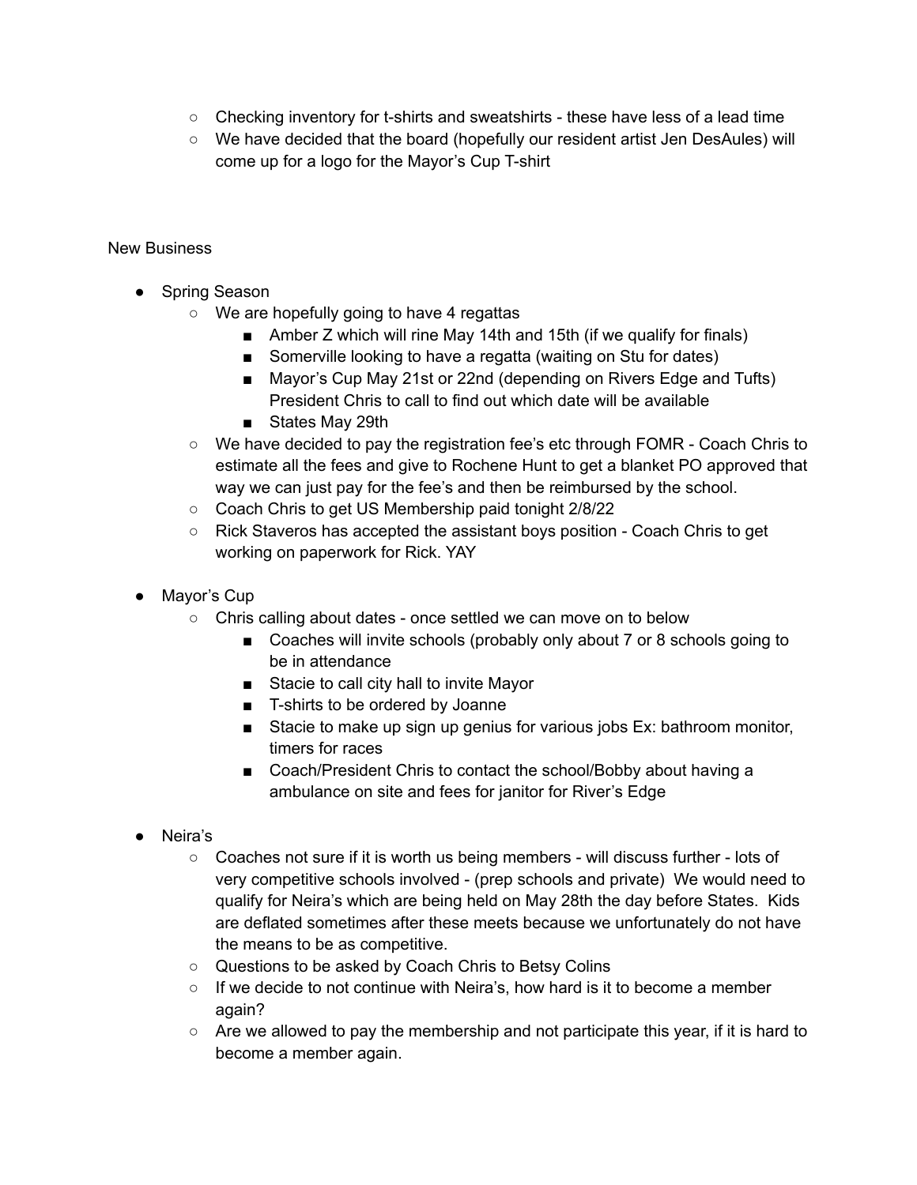- Checking inventory for t-shirts and sweatshirts - these have less of a lead time
  - We have decided that the board (hopefully our resident artist Jen DesAules) will come up for a logo for the Mayor's Cup T-shirt

New Business

- Spring Season
  - We are hopefully going to have 4 regattas
    - Amber Z which will rine May 14th and 15th (if we qualify for finals)
    - Somerville looking to have a regatta (waiting on Stu for dates)
    - Mayor's Cup May 21st or 22nd (depending on Rivers Edge and Tufts) President Chris to call to find out which date will be available
    - States May 29th
  - We have decided to pay the registration fee's etc through FOMR - Coach Chris to estimate all the fees and give to Rochene Hunt to get a blanket PO approved that way we can just pay for the fee's and then be reimbursed by the school.
  - Coach Chris to get US Membership paid tonight 2/8/22
  - Rick Staveros has accepted the assistant boys position - Coach Chris to get working on paperwork for Rick. YAY

- Mayor's Cup
  - Chris calling about dates - once settled we can move on to below
    - Coaches will invite schools (probably only about 7 or 8 schools going to be in attendance
    - Stacie to call city hall to invite Mayor
    - T-shirts to be ordered by Joanne
    - Stacie to make up sign up genius for various jobs Ex: bathroom monitor, timers for races
    - Coach/President Chris to contact the school/Bobby about having a ambulance on site and fees for janitor for River's Edge

- Neira's
  - Coaches not sure if it is worth us being members - will discuss further - lots of very competitive schools involved - (prep schools and private) We would need to qualify for Neira's which are being held on May 28th the day before States. Kids are deflated sometimes after these meets because we unfortunately do not have the means to be as competitive.
  - Questions to be asked by Coach Chris to Betsy Colins
  - If we decide to not continue with Neira's, how hard is it to become a member again?
  - Are we allowed to pay the membership and not participate this year, if it is hard to become a member again.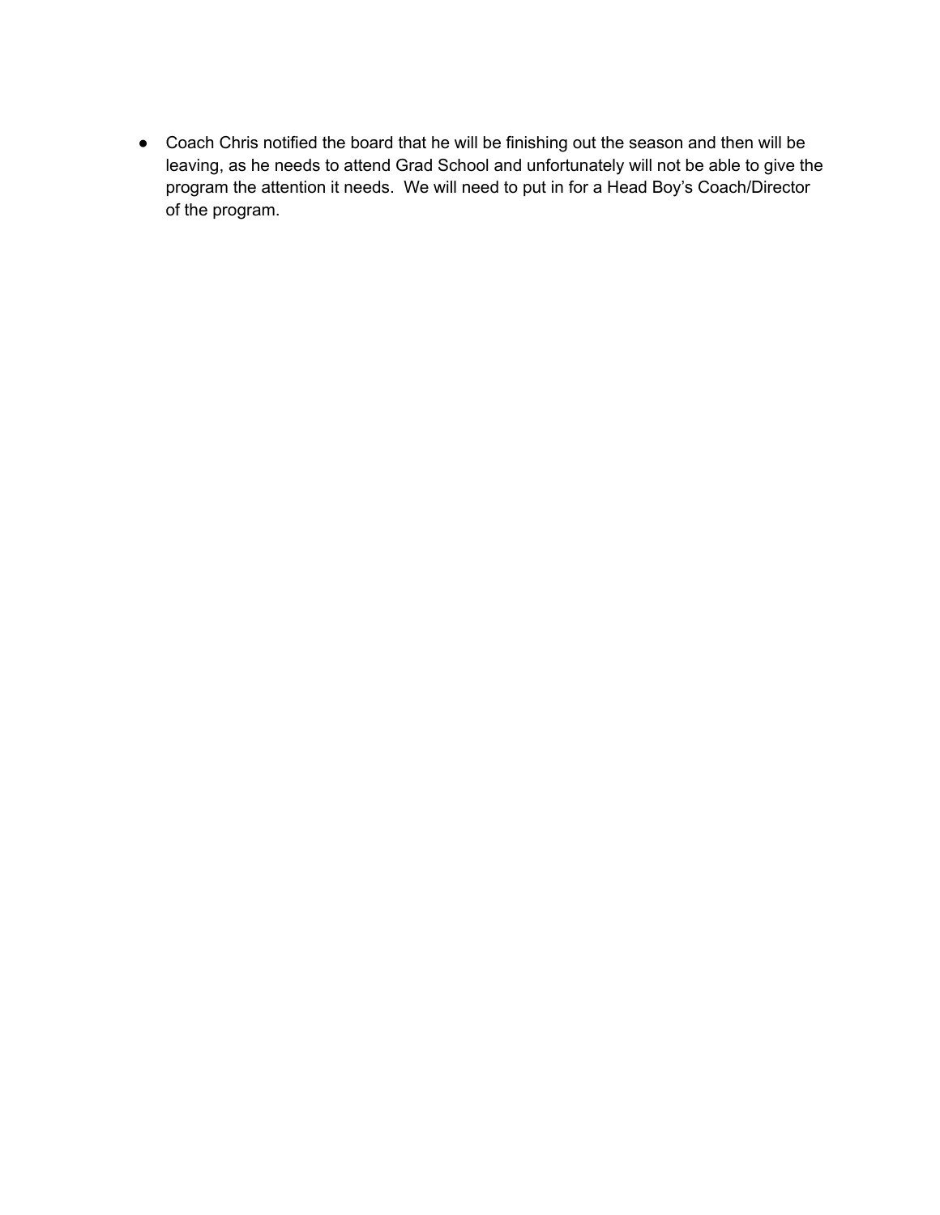- Coach Chris notified the board that he will be finishing out the season and then will be leaving, as he needs to attend Grad School and unfortunately will not be able to give the program the attention it needs.  We will need to put in for a Head Boy's Coach/Director of the program.